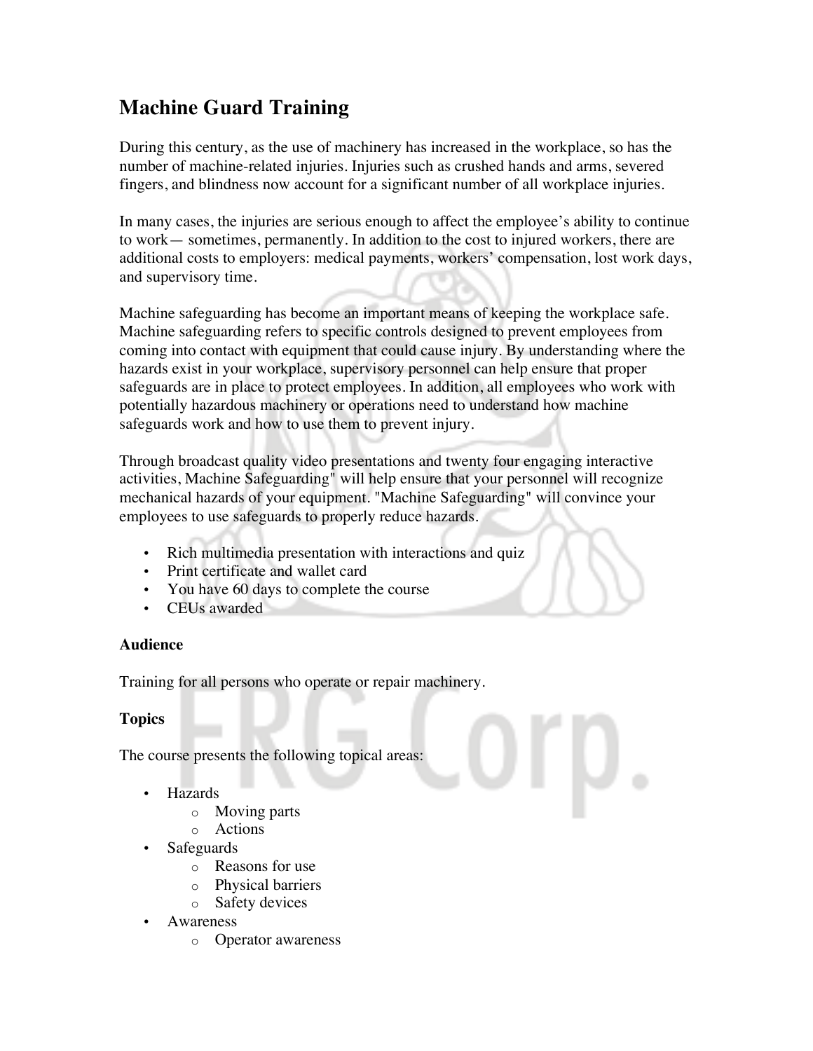# Machine Guard Training

During this century, as the use of machinery has increased in the workplace, so has the number of machine-related injuries. Injuries such as crushed hands and arms, severed fingers, and blindness now account for a significant number of all workplace injuries.

In many cases, the injuries are serious enough to affect the employee's ability to continue to work— sometimes, permanently. In addition to the cost to injured workers, there are additional costs to employers: medical payments, workers' compensation, lost work days, and supervisory time.

Machine safeguarding has become an important means of keeping the workplace safe. Machine safeguarding refers to specific controls designed to prevent employees from coming into contact with equipment that could cause injury. By understanding where the hazards exist in your workplace, supervisory personnel can help ensure that proper safeguards are in place to protect employees. In addition, all employees who work with potentially hazardous machinery or operations need to understand how machine safeguards work and how to use them to prevent injury.

Through broadcast quality video presentations and twenty four engaging interactive activities, Machine Safeguarding" will help ensure that your personnel will recognize mechanical hazards of your equipment. "Machine Safeguarding" will convince your employees to use safeguards to properly reduce hazards.

- Rich multimedia presentation with interactions and quiz
- Print certificate and wallet card
- You have 60 days to complete the course
- CEUs awarded

**Audience**

Training for all persons who operate or repair machinery.

**Topics**

The course presents the following topical areas:

- Hazards
  - Moving parts
  - Actions
- Safeguards
  - Reasons for use
  - Physical barriers
  - Safety devices
- Awareness
  - Operator awareness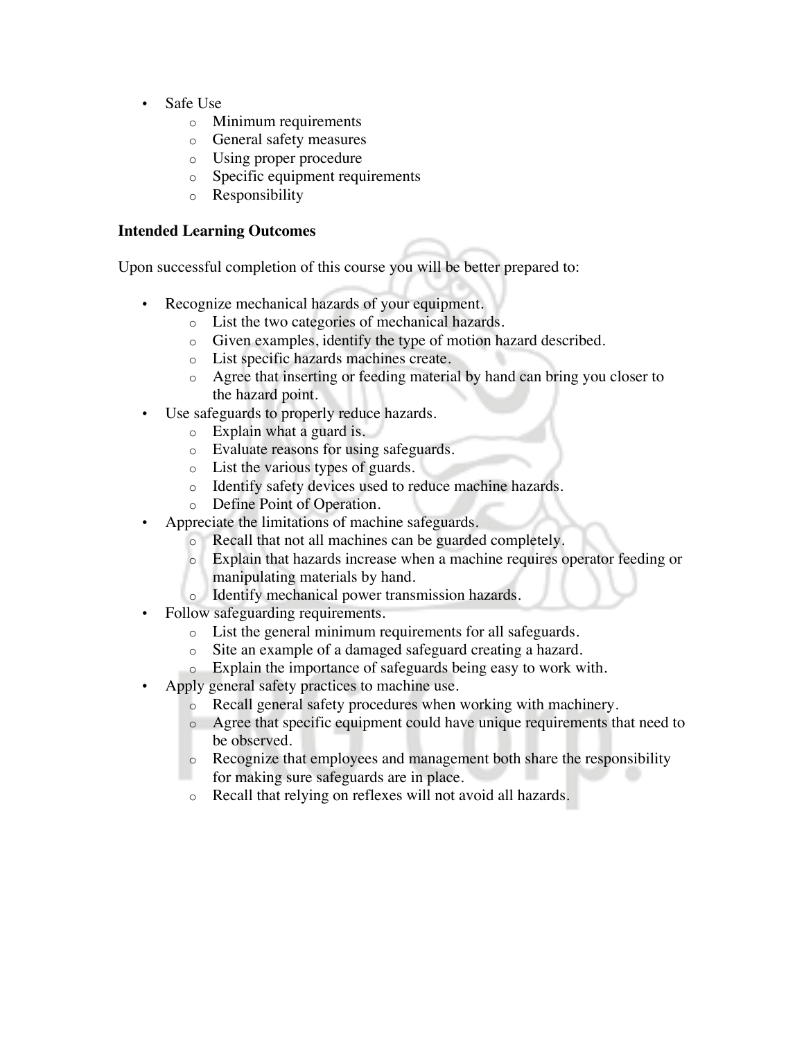- Safe Use
  - Minimum requirements
  - General safety measures
  - Using proper procedure
  - Specific equipment requirements
  - Responsibility

**Intended Learning Outcomes**

Upon successful completion of this course you will be better prepared to:

- Recognize mechanical hazards of your equipment.
  - List the two categories of mechanical hazards.
  - Given examples, identify the type of motion hazard described.
  - List specific hazards machines create.
  - Agree that inserting or feeding material by hand can bring you closer to the hazard point.
- Use safeguards to properly reduce hazards.
  - Explain what a guard is.
  - Evaluate reasons for using safeguards.
  - List the various types of guards.
  - Identify safety devices used to reduce machine hazards.
  - Define Point of Operation.
- Appreciate the limitations of machine safeguards.
  - Recall that not all machines can be guarded completely.
  - Explain that hazards increase when a machine requires operator feeding or manipulating materials by hand.
  - Identify mechanical power transmission hazards.
- Follow safeguarding requirements.
  - List the general minimum requirements for all safeguards.
  - Site an example of a damaged safeguard creating a hazard.
  - Explain the importance of safeguards being easy to work with.
- Apply general safety practices to machine use.
  - Recall general safety procedures when working with machinery.
  - Agree that specific equipment could have unique requirements that need to be observed.
  - Recognize that employees and management both share the responsibility for making sure safeguards are in place.
  - Recall that relying on reflexes will not avoid all hazards.